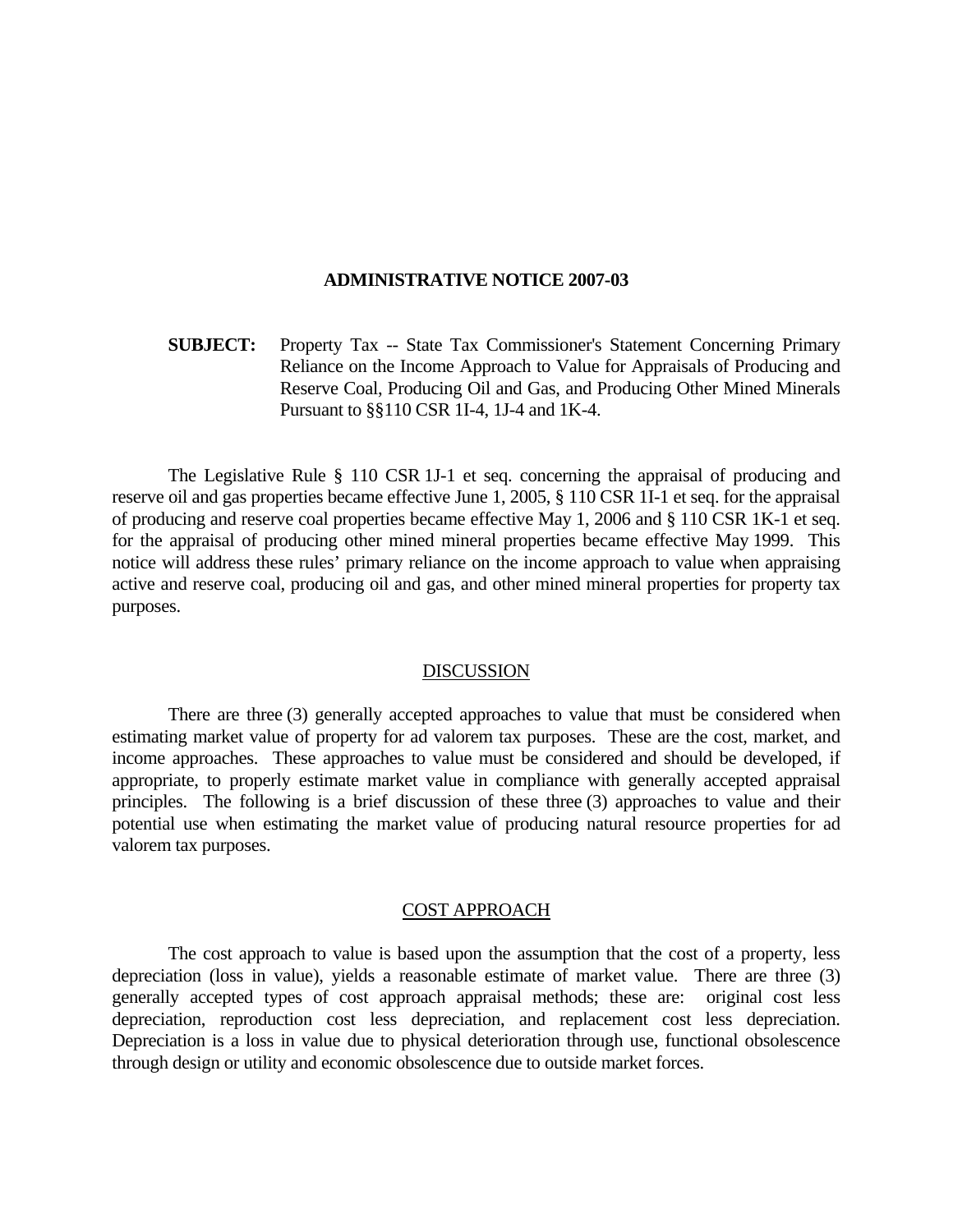# ADMINISTRATIVE NOTICE 2007-03

**SUBJECT:** Property Tax -- State Tax Commissioner's Statement Concerning Primary Reliance on the Income Approach to Value for Appraisals of Producing and Reserve Coal, Producing Oil and Gas, and Producing Other Mined Minerals Pursuant to §§110 CSR 1I-4, 1J-4 and 1K-4.

The Legislative Rule § 110 CSR 1J-1 et seq. concerning the appraisal of producing and reserve oil and gas properties became effective June 1, 2005, § 110 CSR 1I-1 et seq. for the appraisal of producing and reserve coal properties became effective May 1, 2006 and § 110 CSR 1K-1 et seq. for the appraisal of producing other mined mineral properties became effective May 1999. This notice will address these rules' primary reliance on the income approach to value when appraising active and reserve coal, producing oil and gas, and other mined mineral properties for property tax purposes.

## DISCUSSION

There are three (3) generally accepted approaches to value that must be considered when estimating market value of property for ad valorem tax purposes. These are the cost, market, and income approaches. These approaches to value must be considered and should be developed, if appropriate, to properly estimate market value in compliance with generally accepted appraisal principles. The following is a brief discussion of these three (3) approaches to value and their potential use when estimating the market value of producing natural resource properties for ad valorem tax purposes.

## COST APPROACH

The cost approach to value is based upon the assumption that the cost of a property, less depreciation (loss in value), yields a reasonable estimate of market value. There are three (3) generally accepted types of cost approach appraisal methods; these are: original cost less depreciation, reproduction cost less depreciation, and replacement cost less depreciation. Depreciation is a loss in value due to physical deterioration through use, functional obsolescence through design or utility and economic obsolescence due to outside market forces.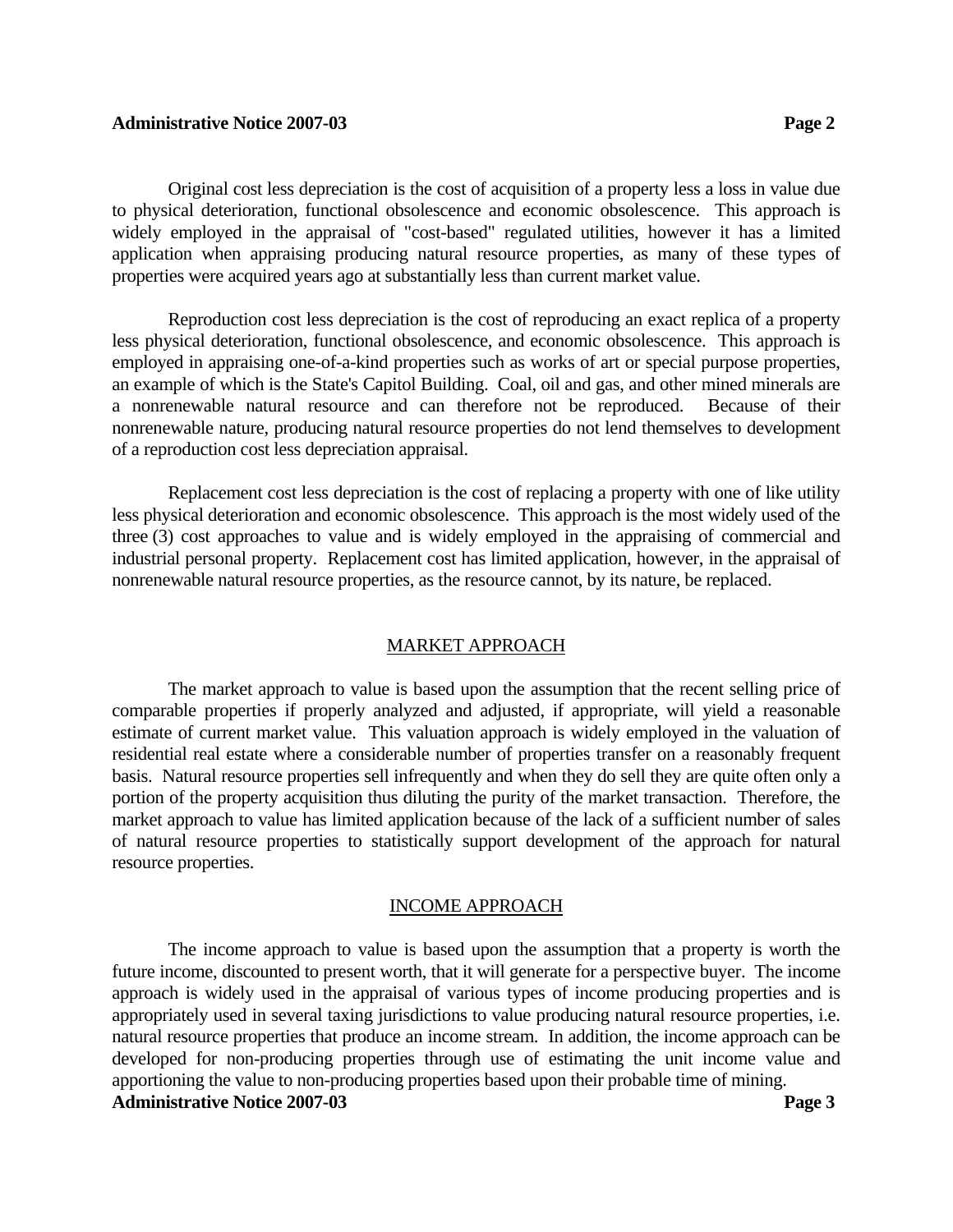Original cost less depreciation is the cost of acquisition of a property less a loss in value due to physical deterioration, functional obsolescence and economic obsolescence. This approach is widely employed in the appraisal of "cost-based" regulated utilities, however it has a limited application when appraising producing natural resource properties, as many of these types of properties were acquired years ago at substantially less than current market value.

Reproduction cost less depreciation is the cost of reproducing an exact replica of a property less physical deterioration, functional obsolescence, and economic obsolescence. This approach is employed in appraising one-of-a-kind properties such as works of art or special purpose properties, an example of which is the State's Capitol Building. Coal, oil and gas, and other mined minerals are a nonrenewable natural resource and can therefore not be reproduced. Because of their nonrenewable nature, producing natural resource properties do not lend themselves to development of a reproduction cost less depreciation appraisal.

Replacement cost less depreciation is the cost of replacing a property with one of like utility less physical deterioration and economic obsolescence. This approach is the most widely used of the three (3) cost approaches to value and is widely employed in the appraising of commercial and industrial personal property. Replacement cost has limited application, however, in the appraisal of nonrenewable natural resource properties, as the resource cannot, by its nature, be replaced.

## MARKET APPROACH

The market approach to value is based upon the assumption that the recent selling price of comparable properties if properly analyzed and adjusted, if appropriate, will yield a reasonable estimate of current market value. This valuation approach is widely employed in the valuation of residential real estate where a considerable number of properties transfer on a reasonably frequent basis. Natural resource properties sell infrequently and when they do sell they are quite often only a portion of the property acquisition thus diluting the purity of the market transaction. Therefore, the market approach to value has limited application because of the lack of a sufficient number of sales of natural resource properties to statistically support development of the approach for natural resource properties.

## INCOME APPROACH

The income approach to value is based upon the assumption that a property is worth the future income, discounted to present worth, that it will generate for a perspective buyer. The income approach is widely used in the appraisal of various types of income producing properties and is appropriately used in several taxing jurisdictions to value producing natural resource properties, i.e. natural resource properties that produce an income stream. In addition, the income approach can be developed for non-producing properties through use of estimating the unit income value and apportioning the value to non-producing properties based upon their probable time of mining.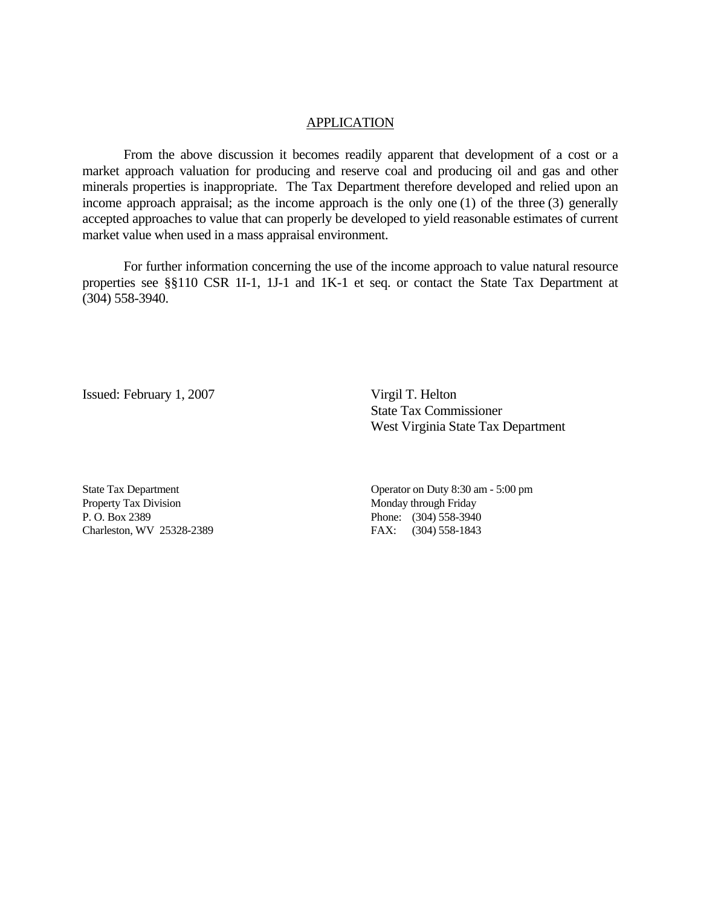## APPLICATION

From the above discussion it becomes readily apparent that development of a cost or a market approach valuation for producing and reserve coal and producing oil and gas and other minerals properties is inappropriate. The Tax Department therefore developed and relied upon an income approach appraisal; as the income approach is the only one (1) of the three (3) generally accepted approaches to value that can properly be developed to yield reasonable estimates of current market value when used in a mass appraisal environment.

For further information concerning the use of the income approach to value natural resource properties see §§110 CSR 1I-1, 1J-1 and 1K-1 et seq. or contact the State Tax Department at (304) 558-3940.

Issued: February 1, 2007

Virgil T. Helton
State Tax Commissioner
West Virginia State Tax Department

State Tax Department
Property Tax Division
P. O. Box 2389
Charleston, WV 25328-2389

Operator on Duty 8:30 am - 5:00 pm
Monday through Friday
Phone: (304) 558-3940
FAX: (304) 558-1843